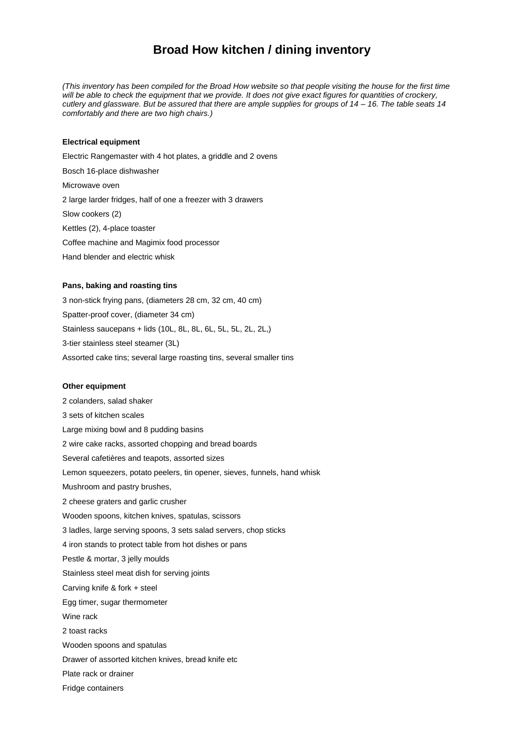# Broad How kitchen / dining inventory

*(This inventory has been compiled for the Broad How website so that people visiting the house for the first time will be able to check the equipment that we provide. It does not give exact figures for quantities of crockery, cutlery and glassware. But be assured that there are ample supplies for groups of 14 – 16. The table seats 14 comfortably and there are two high chairs.)*

**Electrical equipment**

Electric Rangemaster with 4 hot plates, a griddle and 2 ovens

Bosch 16-place dishwasher

Microwave oven

2 large larder fridges, half of one a freezer with 3 drawers

Slow cookers (2)

Kettles (2), 4-place toaster

Coffee machine and Magimix food processor

Hand blender and electric whisk

**Pans, baking and roasting tins**

3 non-stick frying pans, (diameters 28 cm, 32 cm, 40 cm)

Spatter-proof cover, (diameter 34 cm)

Stainless saucepans + lids (10L, 8L, 8L, 6L, 5L, 5L, 2L, 2L,)

3-tier stainless steel steamer (3L)

Assorted cake tins; several large roasting tins, several smaller tins

**Other equipment**

2 colanders, salad shaker

3 sets of kitchen scales

Large mixing bowl and 8 pudding basins

2 wire cake racks, assorted chopping and bread boards

Several cafetières and teapots, assorted sizes

Lemon squeezers, potato peelers, tin opener, sieves, funnels, hand whisk

Mushroom and pastry brushes,

2 cheese graters and garlic crusher

Wooden spoons, kitchen knives, spatulas, scissors

3 ladles, large serving spoons, 3 sets salad servers, chop sticks

4 iron stands to protect table from hot dishes or pans

Pestle & mortar, 3 jelly moulds

Stainless steel meat dish for serving joints

Carving knife & fork + steel

Egg timer, sugar thermometer

Wine rack

2 toast racks

Wooden spoons and spatulas

Drawer of assorted kitchen knives, bread knife etc

Plate rack or drainer

Fridge containers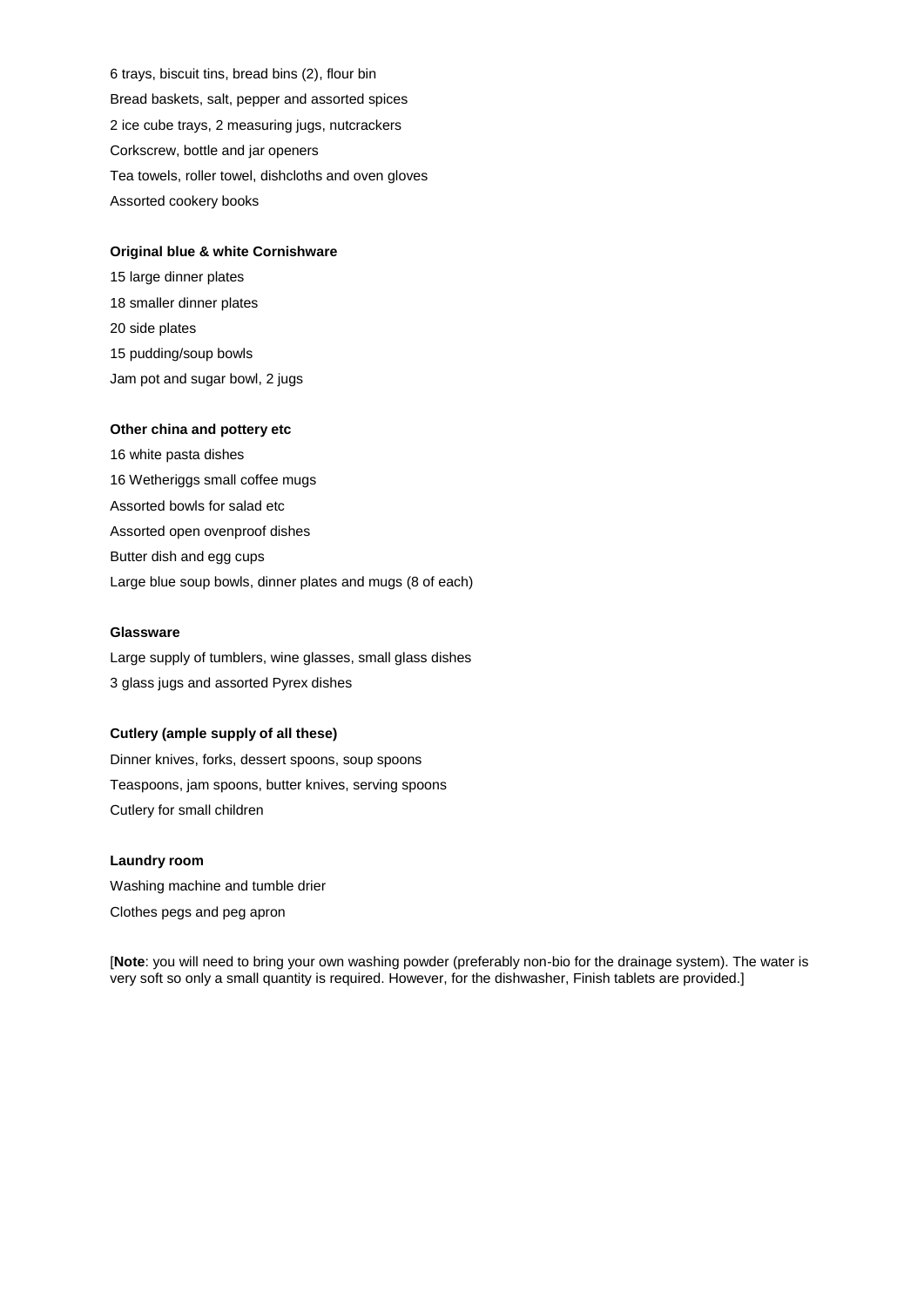6 trays, biscuit tins, bread bins (2), flour bin

Bread baskets, salt, pepper and assorted spices

2 ice cube trays, 2 measuring jugs, nutcrackers

Corkscrew, bottle and jar openers

Tea towels, roller towel, dishcloths and oven gloves

Assorted cookery books

**Original blue & white Cornishware**

15 large dinner plates

18 smaller dinner plates

20 side plates

15 pudding/soup bowls

Jam pot and sugar bowl, 2 jugs

**Other china and pottery etc**

16 white pasta dishes

16 Wetheriggs small coffee mugs

Assorted bowls for salad etc

Assorted open ovenproof dishes

Butter dish and egg cups

Large blue soup bowls, dinner plates and mugs (8 of each)

**Glassware**

Large supply of tumblers, wine glasses, small glass dishes

3 glass jugs and assorted Pyrex dishes

**Cutlery (ample supply of all these)**

Dinner knives, forks, dessert spoons, soup spoons

Teaspoons, jam spoons, butter knives, serving spoons

Cutlery for small children

**Laundry room**

Washing machine and tumble drier

Clothes pegs and peg apron

[**Note**: you will need to bring your own washing powder (preferably non-bio for the drainage system). The water is very soft so only a small quantity is required. However, for the dishwasher, Finish tablets are provided.]